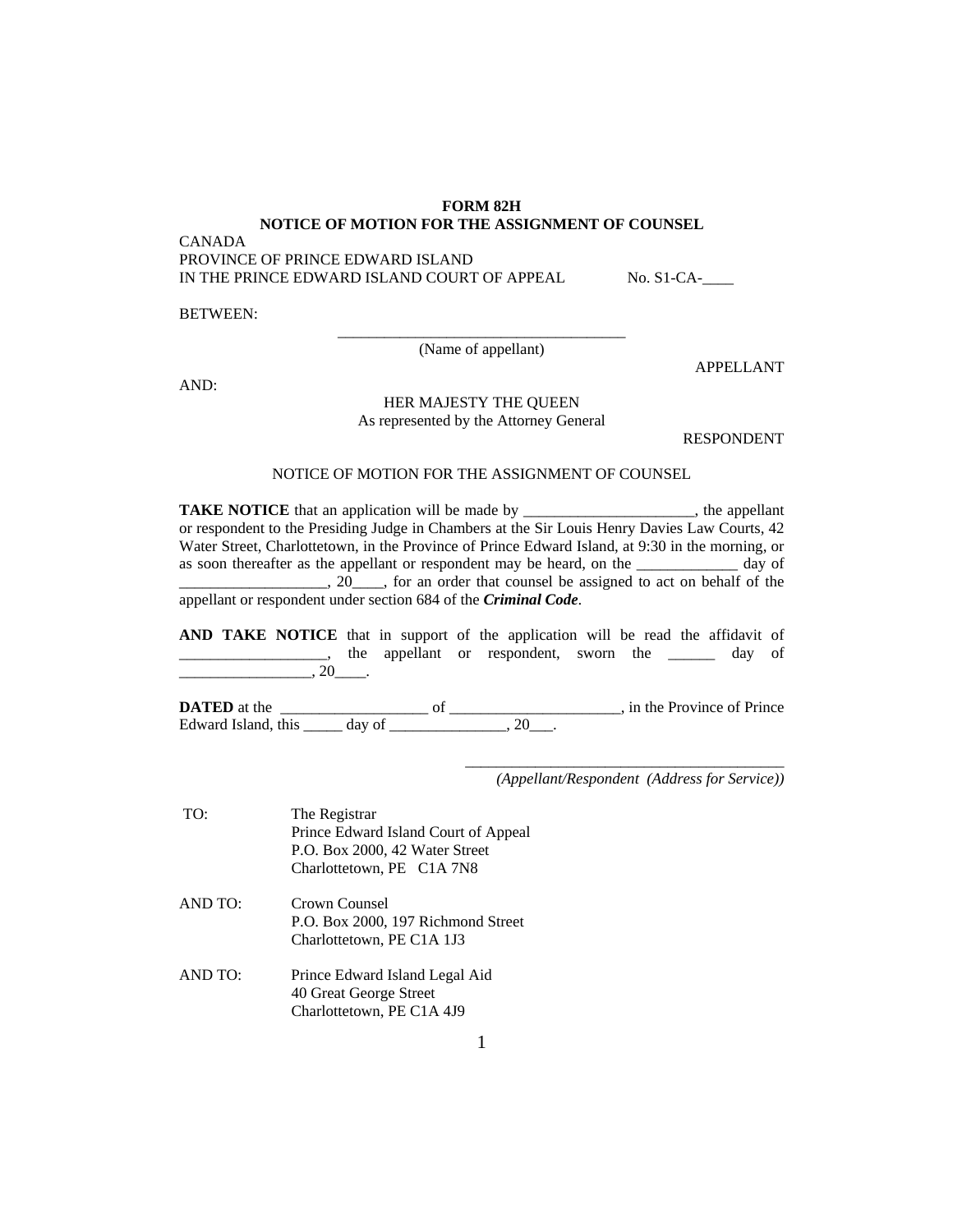**FORM 82H**

**NOTICE OF MOTION FOR THE ASSIGNMENT OF COUNSEL**

CANADA
PROVINCE OF PRINCE EDWARD ISLAND
IN THE PRINCE EDWARD ISLAND COURT OF APPEAL No. S1-CA-____

BETWEEN:

_______________________________________
(Name of appellant)

APPELLANT

AND:

HER MAJESTY THE QUEEN
As represented by the Attorney General

RESPONDENT

NOTICE OF MOTION FOR THE ASSIGNMENT OF COUNSEL

**TAKE NOTICE** that an application will be made by ______________________, the appellant or respondent to the Presiding Judge in Chambers at the Sir Louis Henry Davies Law Courts, 42 Water Street, Charlottetown, in the Province of Prince Edward Island, at 9:30 in the morning, or as soon thereafter as the appellant or respondent may be heard, on the _____________ day of ___________________, 20____, for an order that counsel be assigned to act on behalf of the appellant or respondent under section 684 of the ***Criminal Code***.

**AND TAKE NOTICE** that in support of the application will be read the affidavit of ___________________, the appellant or respondent, sworn the ______ day of _________________, 20____.

**DATED** at the ___________________ of ______________________, in the Province of Prince Edward Island, this _____ day of _______________, 20___.

__________________________________________
*(Appellant/Respondent (Address for Service))*

TO: The Registrar
Prince Edward Island Court of Appeal
P.O. Box 2000, 42 Water Street
Charlottetown, PE C1A 7N8

AND TO: Crown Counsel
P.O. Box 2000, 197 Richmond Street
Charlottetown, PE C1A 1J3

AND TO: Prince Edward Island Legal Aid
40 Great George Street
Charlottetown, PE C1A 4J9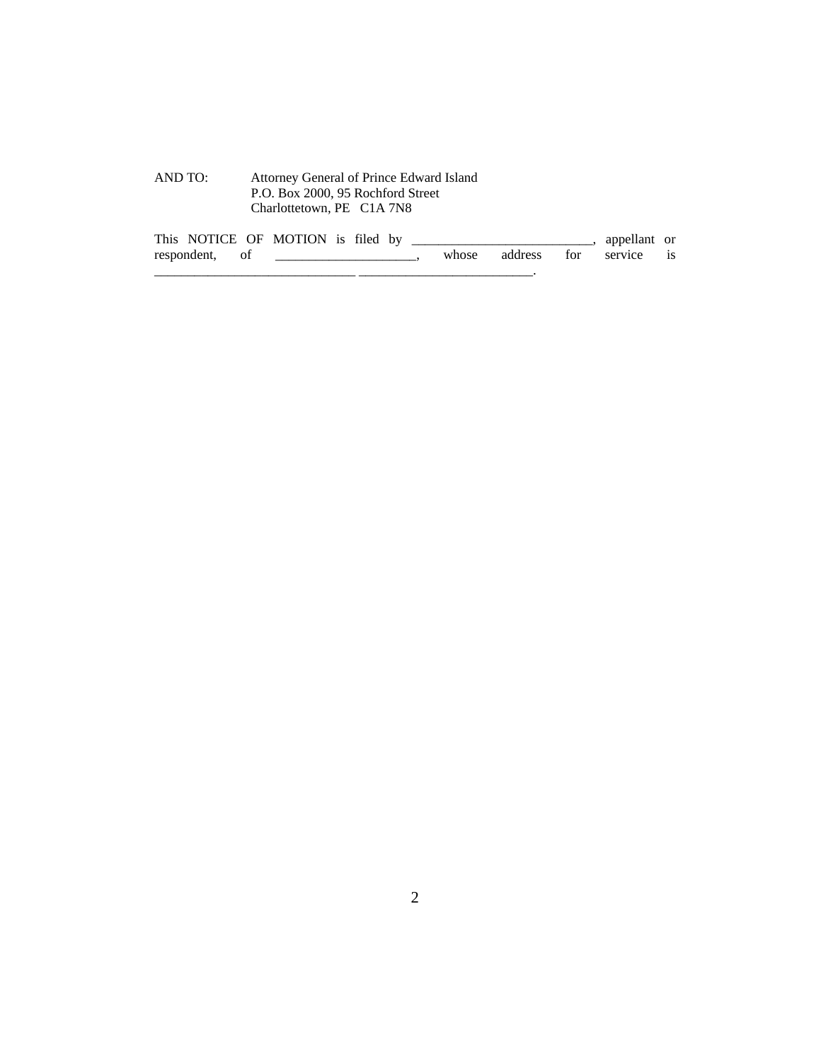AND TO: Attorney General of Prince Edward Island
P.O. Box 2000, 95 Rochford Street
Charlottetown, PE C1A 7N8

This NOTICE OF MOTION is filed by ___________________________, appellant or respondent, of _____________________, whose address for service is ______________________________ __________________________.